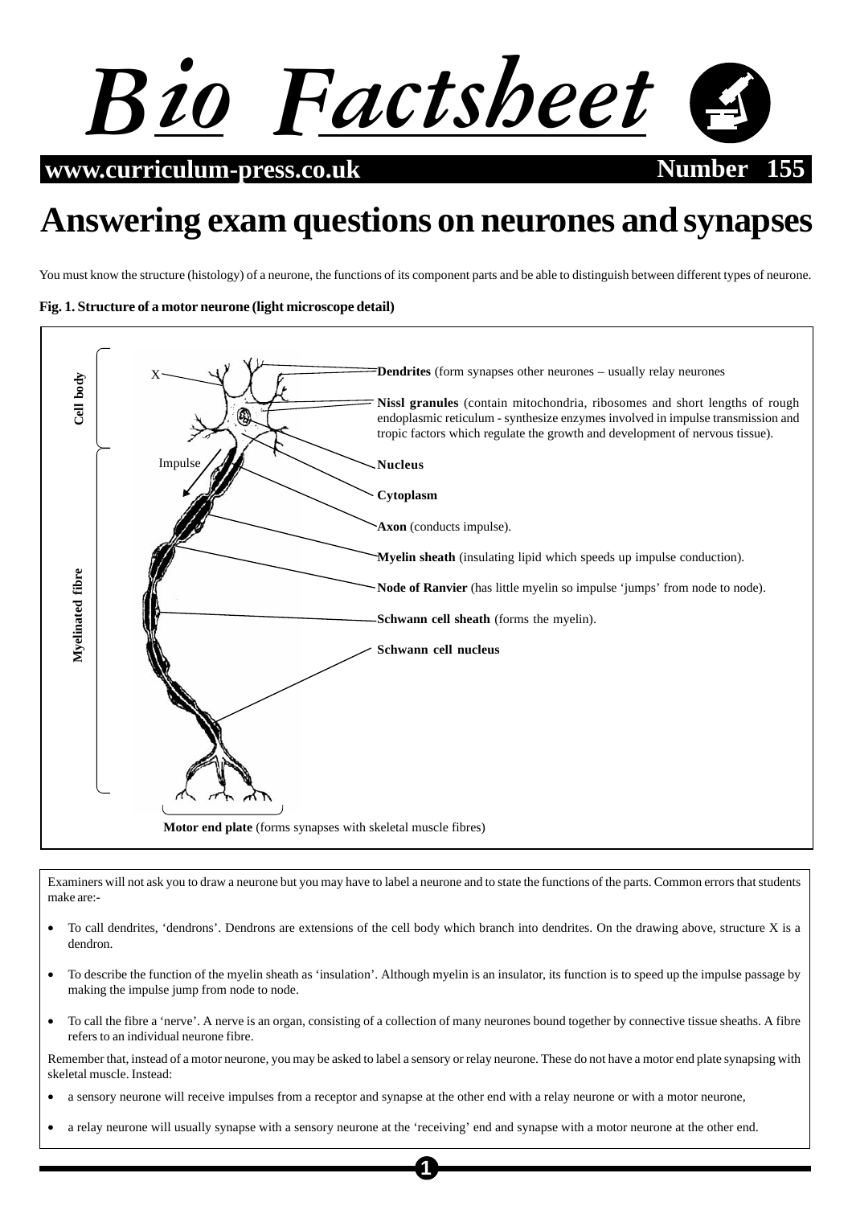# Bio Factsheet

**www.curriculum-press.co.uk** **Number 155**

# Answering exam questions on neurones and synapses

You must know the structure (histology) of a neurone, the functions of its component parts and be able to distinguish between different types of neurone.

**Fig. 1. Structure of a motor neurone (light microscope detail)**

- **Cell body**
  - X
  - **Dendrites** (form synapses other neurones – usually relay neurones
  - **Nissl granules** (contain mitochondria, ribosomes and short lengths of rough endoplasmic reticulum - synthesize enzymes involved in impulse transmission and tropic factors which regulate the growth and development of nervous tissue).
  - **Nucleus**
  - **Cytoplasm**
- **Myelinated fibre**
  - Impulse
  - **Axon** (conducts impulse).
  - **Myelin sheath** (insulating lipid which speeds up impulse conduction).
  - **Node of Ranvier** (has little myelin so impulse 'jumps' from node to node).
  - **Schwann cell sheath** (forms the myelin).
  - **Schwann cell nucleus**
- **Motor end plate** (forms synapses with skeletal muscle fibres)

Examiners will not ask you to draw a neurone but you may have to label a neurone and to state the functions of the parts. Common errors that students make are:-

- To call dendrites, 'dendrons'. Dendrons are extensions of the cell body which branch into dendrites. On the drawing above, structure X is a dendron.
- To describe the function of the myelin sheath as 'insulation'. Although myelin is an insulator, its function is to speed up the impulse passage by making the impulse jump from node to node.
- To call the fibre a 'nerve'. A nerve is an organ, consisting of a collection of many neurones bound together by connective tissue sheaths. A fibre refers to an individual neurone fibre.

Remember that, instead of a motor neurone, you may be asked to label a sensory or relay neurone. These do not have a motor end plate synapsing with skeletal muscle. Instead:

- a sensory neurone will receive impulses from a receptor and synapse at the other end with a relay neurone or with a motor neurone,
- a relay neurone will usually synapse with a sensory neurone at the 'receiving' end and synapse with a motor neurone at the other end.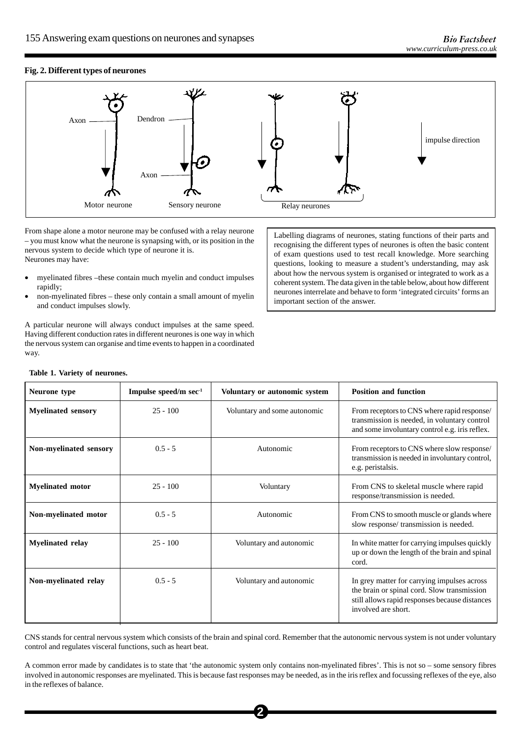**Fig. 2. Different types of neurones**

Axon

Dendron

Axon

impulse direction

Motor neurone

Sensory neurone

Relay neurones

From shape alone a motor neurone may be confused with a relay neurone – you must know what the neurone is synapsing with, or its position in the nervous system to decide which type of neurone it is.
Neurones may have:

- myelinated fibres –these contain much myelin and conduct impulses rapidly;
- non-myelinated fibres – these only contain a small amount of myelin and conduct impulses slowly.

A particular neurone will always conduct impulses at the same speed. Having different conduction rates in different neurones is one way in which the nervous system can organise and time events to happen in a coordinated way.

Labelling diagrams of neurones, stating functions of their parts and recognising the different types of neurones is often the basic content of exam questions used to test recall knowledge. More searching questions, looking to measure a student's understanding, may ask about how the nervous system is organised or integrated to work as a coherent system. The data given in the table below, about how different neurones interrelate and behave to form 'integrated circuits' forms an important section of the answer.

**Table 1. Variety of neurones.**

| Neurone type | Impulse speed/m sec$^{-1}$ | Voluntary or autonomic system | Position and function |
|---|---|---|---|
| **Myelinated sensory** | 25 - 100 | Voluntary and some autonomic | From receptors to CNS where rapid response/ transmission is needed, in voluntary control and some involuntary control e.g. iris reflex. |
| **Non-myelinated sensory** | 0.5 - 5 | Autonomic | From receptors to CNS where slow response/ transmission is needed in involuntary control, e.g. peristalsis. |
| **Myelinated motor** | 25 - 100 | Voluntary | From CNS to skeletal muscle where rapid response/transmission is needed. |
| **Non-myelinated motor** | 0.5 - 5 | Autonomic | From CNS to smooth muscle or glands where slow response/ transmission is needed. |
| **Myelinated relay** | 25 - 100 | Voluntary and autonomic | In white matter for carrying impulses quickly up or down the length of the brain and spinal cord. |
| **Non-myelinated relay** | 0.5 - 5 | Voluntary and autonomic | In grey matter for carrying impulses across the brain or spinal cord. Slow transmission still allows rapid responses because distances involved are short. |

CNS stands for central nervous system which consists of the brain and spinal cord. Remember that the autonomic nervous system is not under voluntary control and regulates visceral functions, such as heart beat.

A common error made by candidates is to state that 'the autonomic system only contains non-myelinated fibres'. This is not so – some sensory fibres involved in autonomic responses are myelinated. This is because fast responses may be needed, as in the iris reflex and focussing reflexes of the eye, also in the reflexes of balance.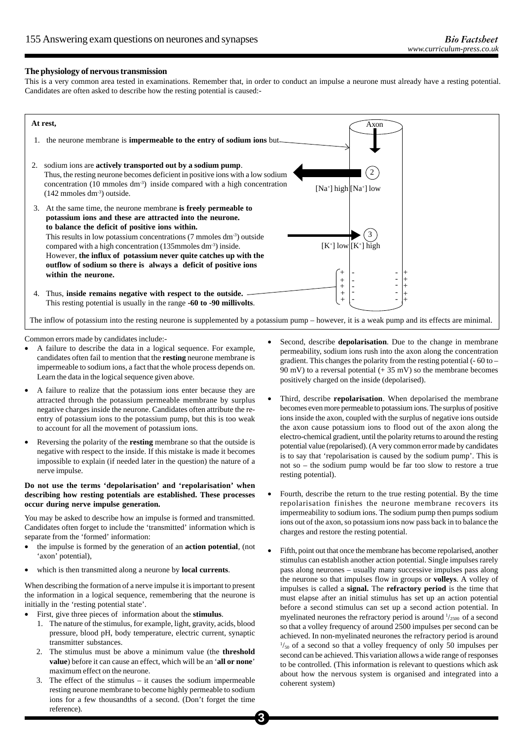### The physiology of nervous transmission

This is a very common area tested in examinations. Remember that, in order to conduct an impulse a neurone must already have a resting potential. Candidates are often asked to describe how the resting potential is caused:-

**At rest,**

1. the neurone membrane is **impermeable to the entry of sodium ions** but
2. sodium ions are **actively transported out by a sodium pump**. Thus, the resting neurone becomes deficient in positive ions with a low sodium concentration (10 mmoles dm$^{-3}$) inside compared with a high concentration (142 mmoles dm$^{-3}$) outside.
3. At the same time, the neurone membrane **is freely permeable to potassium ions and these are attracted into the neurone. to balance the deficit of positive ions within.** This results in low potassium concentrations (7 mmoles dm$^{-3}$) outside compared with a high concentration (135mmoles dm$^{-3}$) inside. However, **the influx of potassium never quite catches up with the outflow of sodium so there is always a deficit of positive ions within the neurone.**
4. Thus, **inside remains negative with respect to the outside.** This resting potential is usually in the range **-60 to -90 millivolts**.

Axon

[$Na^+$] high [$Na^+$] low

[$K^+$] low [$K^+$] high

The inflow of potassium into the resting neurone is supplemented by a potassium pump – however, it is a weak pump and its effects are minimal.

Common errors made by candidates include:-

- A failure to describe the data in a logical sequence. For example, candidates often fail to mention that the **resting** neurone membrane is impermeable to sodium ions, a fact that the whole process depends on. Learn the data in the logical sequence given above.
- A failure to realize that the potassium ions enter because they are attracted through the potassium permeable membrane by surplus negative charges inside the neurone. Candidates often attribute the re-entry of potassium ions to the potassium pump, but this is too weak to account for all the movement of potassium ions.
- Reversing the polarity of the **resting** membrane so that the outside is negative with respect to the inside. If this mistake is made it becomes impossible to explain (if needed later in the question) the nature of a nerve impulse.

**Do not use the terms 'depolarisation' and 'repolarisation' when describing how resting potentials are established. These processes occur during nerve impulse generation.**

You may be asked to describe how an impulse is formed and transmitted. Candidates often forget to include the 'transmitted' information which is separate from the 'formed' information:

- the impulse is formed by the generation of an **action potential**, (not 'axon' potential),
- which is then transmitted along a neurone by **local currents**.

When describing the formation of a nerve impulse it is important to present the information in a logical sequence, remembering that the neurone is initially in the 'resting potential state'.

- First, give three pieces of information about the **stimulus**.
  1. The nature of the stimulus, for example, light, gravity, acids, blood pressure, blood pH, body temperature, electric current, synaptic transmitter substances.
  2. The stimulus must be above a minimum value (the **threshold value**) before it can cause an effect, which will be an '**all or none**' maximum effect on the neurone.
  3. The effect of the stimulus – it causes the sodium impermeable resting neurone membrane to become highly permeable to sodium ions for a few thousandths of a second. (Don't forget the time reference).
- Second, describe **depolarisation**. Due to the change in membrane permeability, sodium ions rush into the axon along the concentration gradient. This changes the polarity from the resting potential (- 60 to – 90 mV) to a reversal potential (+ 35 mV) so the membrane becomes positively charged on the inside (depolarised).
- Third, describe **repolarisation**. When depolarised the membrane becomes even more permeable to potassium ions. The surplus of positive ions inside the axon, coupled with the surplus of negative ions outside the axon cause potassium ions to flood out of the axon along the electro-chemical gradient, until the polarity returns to around the resting potential value (repolarised). (A very common error made by candidates is to say that 'repolarisation is caused by the sodium pump'. This is not so – the sodium pump would be far too slow to restore a true resting potential).
- Fourth, describe the return to the true resting potential. By the time repolarisation finishes the neurone membrane recovers its impermeability to sodium ions. The sodium pump then pumps sodium ions out of the axon, so potassium ions now pass back in to balance the charges and restore the resting potential.
- Fifth, point out that once the membrane has become repolarised, another stimulus can establish another action potential. Single impulses rarely pass along neurones – usually many successive impulses pass along the neurone so that impulses flow in groups or **volleys**. A volley of impulses is called a **signal.** The **refractory period** is the time that must elapse after an initial stimulus has set up an action potential before a second stimulus can set up a second action potential. In myelinated neurones the refractory period is around $^{1}/_{2500}$ of a second so that a volley frequency of around 2500 impulses per second can be achieved. In non-myelinated neurones the refractory period is around $^{1}/_{50}$ of a second so that a volley frequency of only 50 impulses per second can be achieved. This variation allows a wide range of responses to be controlled. (This information is relevant to questions which ask about how the nervous system is organised and integrated into a coherent system)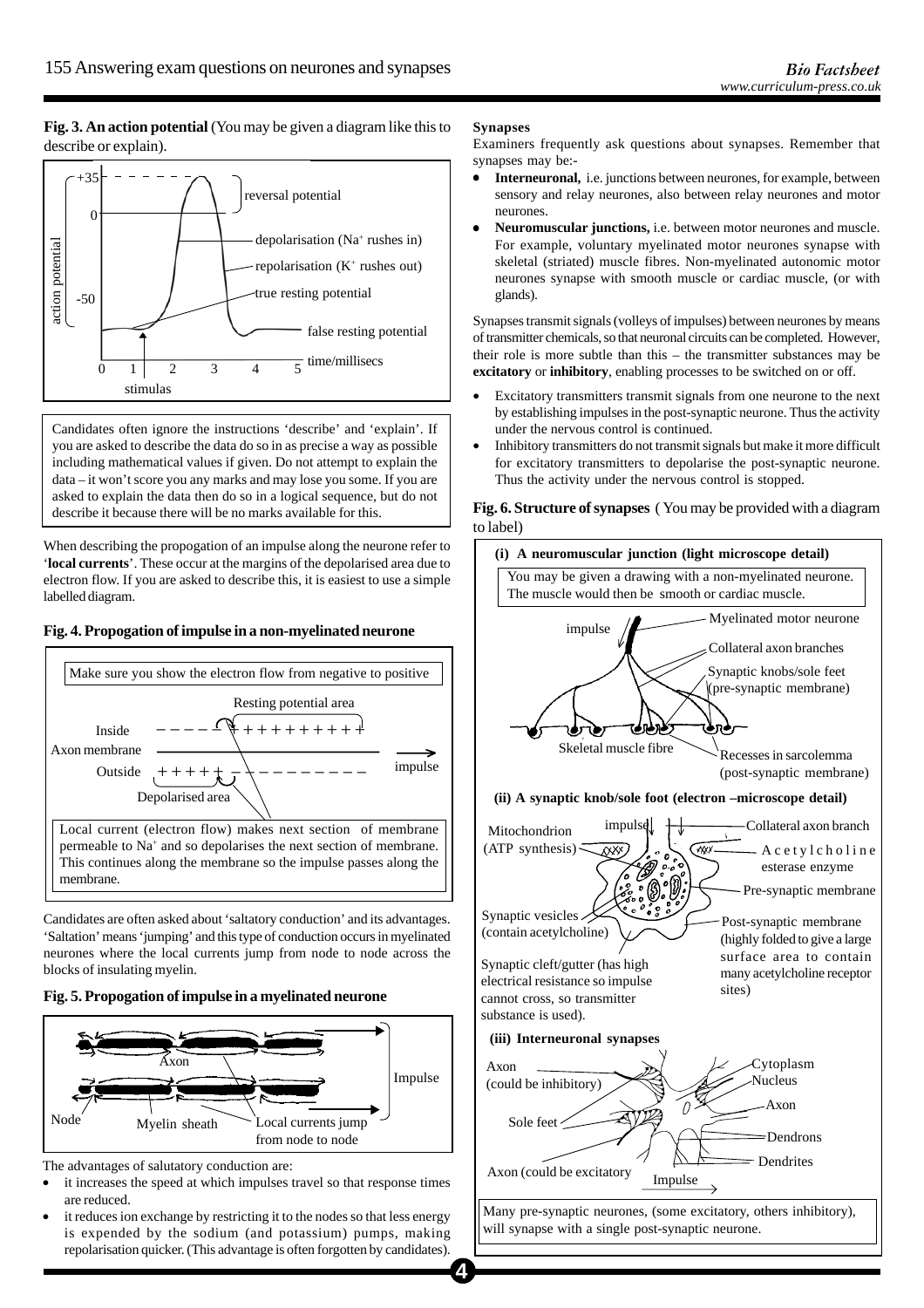**Fig. 3. An action potential** (You may be given a diagram like this to describe or explain).

Candidates often ignore the instructions 'describe' and 'explain'. If you are asked to describe the data do so in as precise a way as possible including mathematical values if given. Do not attempt to explain the data – it won't score you any marks and may lose you some. If you are asked to explain the data then do so in a logical sequence, but do not describe it because there will be no marks available for this.

When describing the propogation of an impulse along the neurone refer to '**local currents**'. These occur at the margins of the depolarised area due to electron flow. If you are asked to describe this, it is easiest to use a simple labelled diagram.

**Fig. 4. Propogation of impulse in a non-myelinated neurone**

Make sure you show the electron flow from negative to positive

Local current (electron flow) makes next section of membrane permeable to $Na^+$ and so depolarises the next section of membrane. This continues along the membrane so the impulse passes along the membrane.

Candidates are often asked about 'saltatory conduction' and its advantages. 'Saltation' means 'jumping' and this type of conduction occurs in myelinated neurones where the local currents jump from node to node across the blocks of insulating myelin.

**Fig. 5. Propogation of impulse in a myelinated neurone**

The advantages of salutatory conduction are:

- it increases the speed at which impulses travel so that response times are reduced.
- it reduces ion exchange by restricting it to the nodes so that less energy is expended by the sodium (and potassium) pumps, making repolarisation quicker. (This advantage is often forgotten by candidates).

**Synapses**

Examiners frequently ask questions about synapses. Remember that synapses may be:-

- **Interneuronal,** i.e. junctions between neurones, for example, between sensory and relay neurones, also between relay neurones and motor neurones.
- **Neuromuscular junctions,** i.e. between motor neurones and muscle. For example, voluntary myelinated motor neurones synapse with skeletal (striated) muscle fibres. Non-myelinated autonomic motor neurones synapse with smooth muscle or cardiac muscle, (or with glands).

Synapses transmit signals (volleys of impulses) between neurones by means of transmitter chemicals, so that neuronal circuits can be completed. However, their role is more subtle than this – the transmitter substances may be **excitatory** or **inhibitory**, enabling processes to be switched on or off.

- Excitatory transmitters transmit signals from one neurone to the next by establishing impulses in the post-synaptic neurone. Thus the activity under the nervous control is continued.
- Inhibitory transmitters do not transmit signals but make it more difficult for excitatory transmitters to depolarise the post-synaptic neurone. Thus the activity under the nervous control is stopped.

**Fig. 6. Structure of synapses** ( You may be provided with a diagram to label)

**(i) A neuromuscular junction (light microscope detail)**

You may be given a drawing with a non-myelinated neurone. The muscle would then be smooth or cardiac muscle.

**(ii) A synaptic knob/sole foot (electron –microscope detail)**

**(iii) Interneuronal synapses**

Many pre-synaptic neurones, (some excitatory, others inhibitory), will synapse with a single post-synaptic neurone.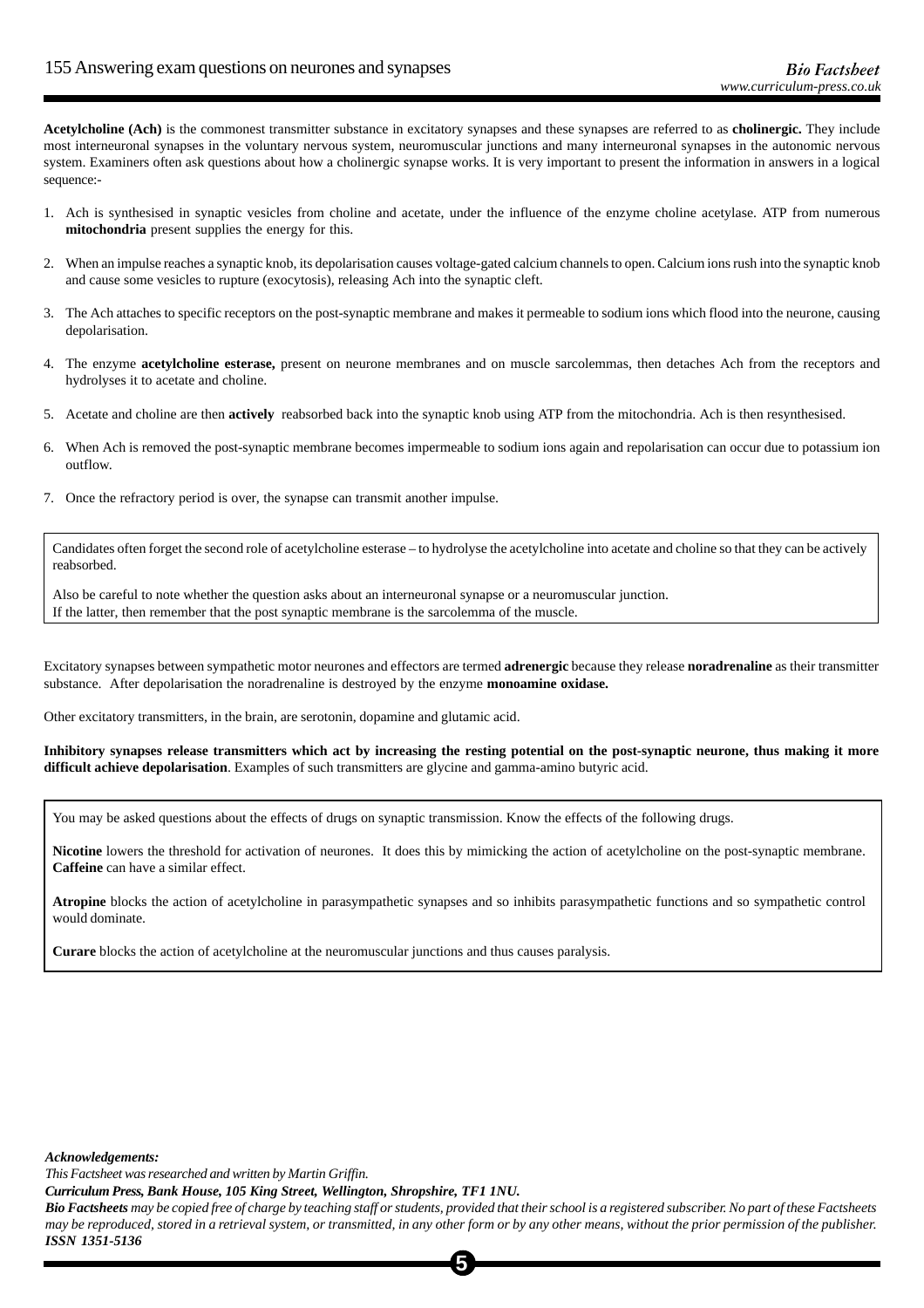**Acetylcholine (Ach)** is the commonest transmitter substance in excitatory synapses and these synapses are referred to as **cholinergic.** They include most interneuronal synapses in the voluntary nervous system, neuromuscular junctions and many interneuronal synapses in the autonomic nervous system. Examiners often ask questions about how a cholinergic synapse works. It is very important to present the information in answers in a logical sequence:-

1. Ach is synthesised in synaptic vesicles from choline and acetate, under the influence of the enzyme choline acetylase. ATP from numerous **mitochondria** present supplies the energy for this.

2. When an impulse reaches a synaptic knob, its depolarisation causes voltage-gated calcium channels to open. Calcium ions rush into the synaptic knob and cause some vesicles to rupture (exocytosis), releasing Ach into the synaptic cleft.

3. The Ach attaches to specific receptors on the post-synaptic membrane and makes it permeable to sodium ions which flood into the neurone, causing depolarisation.

4. The enzyme **acetylcholine esterase,** present on neurone membranes and on muscle sarcolemmas, then detaches Ach from the receptors and hydrolyses it to acetate and choline.

5. Acetate and choline are then **actively** reabsorbed back into the synaptic knob using ATP from the mitochondria. Ach is then resynthesised.

6. When Ach is removed the post-synaptic membrane becomes impermeable to sodium ions again and repolarisation can occur due to potassium ion outflow.

7. Once the refractory period is over, the synapse can transmit another impulse.

Candidates often forget the second role of acetylcholine esterase – to hydrolyse the acetylcholine into acetate and choline so that they can be actively reabsorbed.

Also be careful to note whether the question asks about an interneuronal synapse or a neuromuscular junction.
If the latter, then remember that the post synaptic membrane is the sarcolemma of the muscle.

Excitatory synapses between sympathetic motor neurones and effectors are termed **adrenergic** because they release **noradrenaline** as their transmitter substance. After depolarisation the noradrenaline is destroyed by the enzyme **monoamine oxidase.**

Other excitatory transmitters, in the brain, are serotonin, dopamine and glutamic acid.

**Inhibitory synapses release transmitters which act by increasing the resting potential on the post-synaptic neurone, thus making it more difficult achieve depolarisation**. Examples of such transmitters are glycine and gamma-amino butyric acid.

You may be asked questions about the effects of drugs on synaptic transmission. Know the effects of the following drugs.

**Nicotine** lowers the threshold for activation of neurones. It does this by mimicking the action of acetylcholine on the post-synaptic membrane. **Caffeine** can have a similar effect.

**Atropine** blocks the action of acetylcholine in parasympathetic synapses and so inhibits parasympathetic functions and so sympathetic control would dominate.

**Curare** blocks the action of acetylcholine at the neuromuscular junctions and thus causes paralysis.

***Acknowledgements:***
*This Factsheet was researched and written by Martin Griffin.*
***Curriculum Press, Bank House, 105 King Street, Wellington, Shropshire, TF1 1NU.***
***Bio Factsheets** may be copied free of charge by teaching staff or students, provided that their school is a registered subscriber. No part of these Factsheets may be reproduced, stored in a retrieval system, or transmitted, in any other form or by any other means, without the prior permission of the publisher.*
***ISSN 1351-5136***